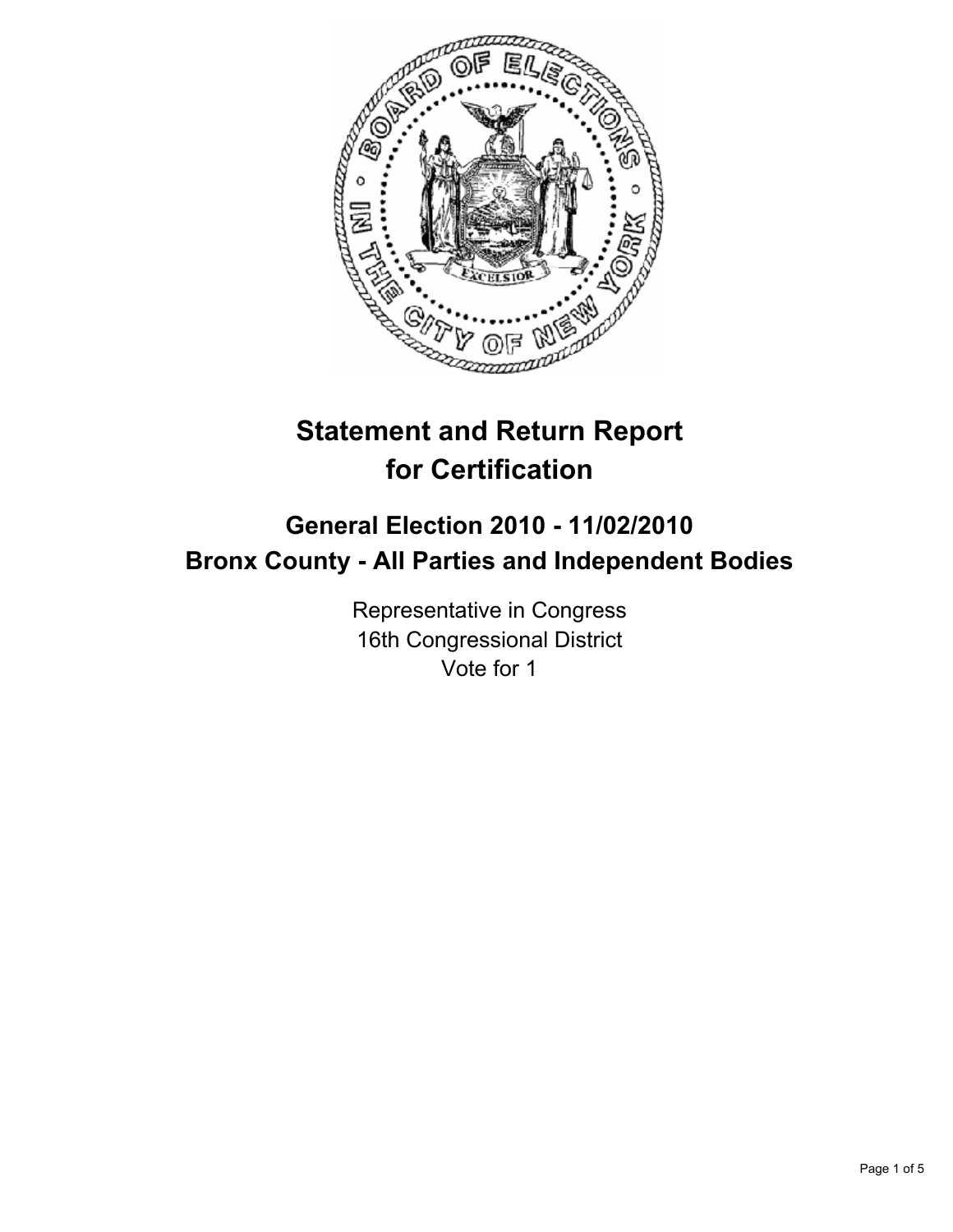# Statement and Return Report for Certification

## General Election 2010 - 11/02/2010
## Bronx County - All Parties and Independent Bodies

Representative in Congress
16th Congressional District
Vote for 1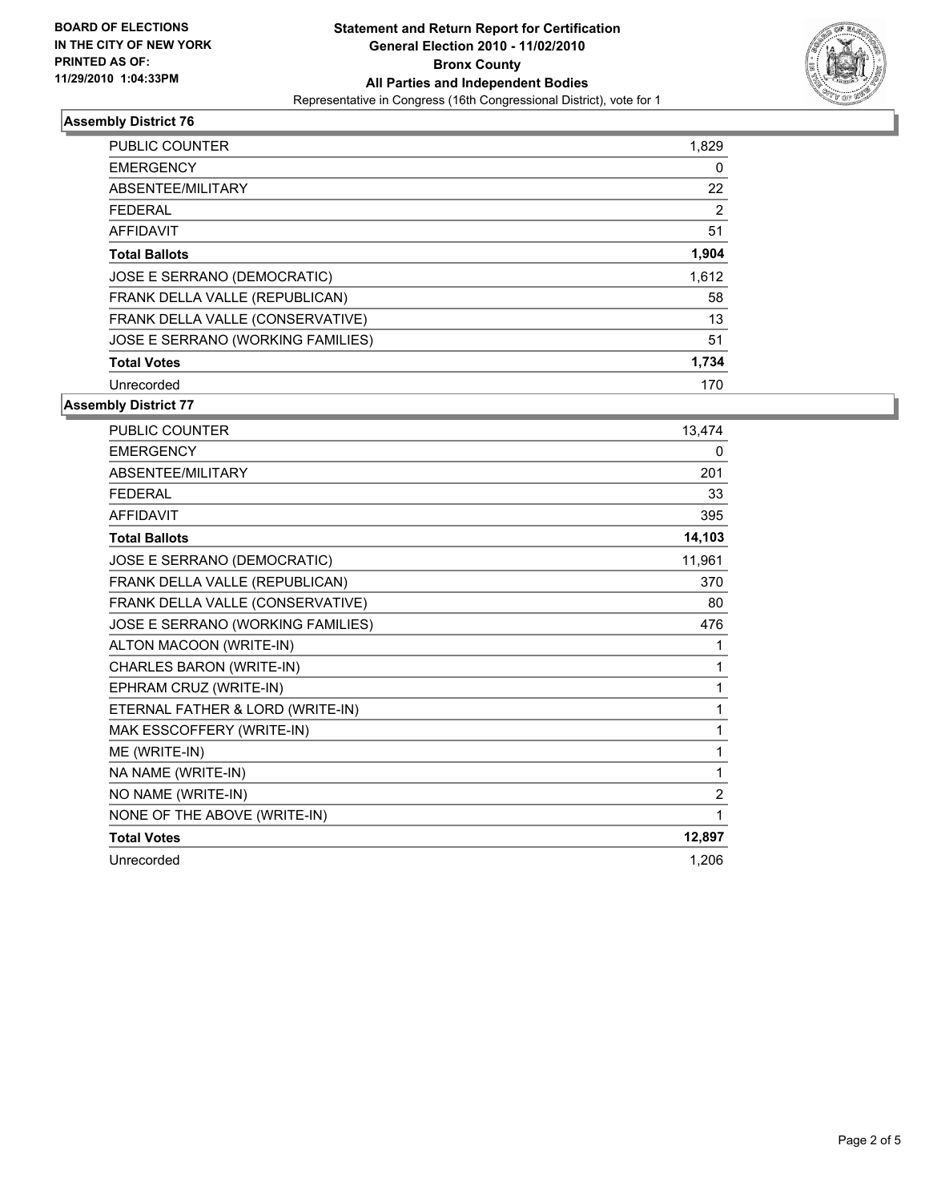BOARD OF ELECTIONS
IN THE CITY OF NEW YORK
PRINTED AS OF:
11/29/2010 1:04:33PM

**Statement and Return Report for Certification**
**General Election 2010 - 11/02/2010**
**Bronx County**
**All Parties and Independent Bodies**
Representative in Congress (16th Congressional District), vote for 1

### Assembly District 76

| | |
|---|---|
| PUBLIC COUNTER | 1,829 |
| EMERGENCY | 0 |
| ABSENTEE/MILITARY | 22 |
| FEDERAL | 2 |
| AFFIDAVIT | 51 |
| **Total Ballots** | **1,904** |
| JOSE E SERRANO (DEMOCRATIC) | 1,612 |
| FRANK DELLA VALLE (REPUBLICAN) | 58 |
| FRANK DELLA VALLE (CONSERVATIVE) | 13 |
| JOSE E SERRANO (WORKING FAMILIES) | 51 |
| **Total Votes** | **1,734** |
| Unrecorded | 170 |

### Assembly District 77

| | |
|---|---|
| PUBLIC COUNTER | 13,474 |
| EMERGENCY | 0 |
| ABSENTEE/MILITARY | 201 |
| FEDERAL | 33 |
| AFFIDAVIT | 395 |
| **Total Ballots** | **14,103** |
| JOSE E SERRANO (DEMOCRATIC) | 11,961 |
| FRANK DELLA VALLE (REPUBLICAN) | 370 |
| FRANK DELLA VALLE (CONSERVATIVE) | 80 |
| JOSE E SERRANO (WORKING FAMILIES) | 476 |
| ALTON MACOON (WRITE-IN) | 1 |
| CHARLES BARON (WRITE-IN) | 1 |
| EPHRAM CRUZ (WRITE-IN) | 1 |
| ETERNAL FATHER & LORD (WRITE-IN) | 1 |
| MAK ESSCOFFERY (WRITE-IN) | 1 |
| ME (WRITE-IN) | 1 |
| NA NAME (WRITE-IN) | 1 |
| NO NAME (WRITE-IN) | 2 |
| NONE OF THE ABOVE (WRITE-IN) | 1 |
| **Total Votes** | **12,897** |
| Unrecorded | 1,206 |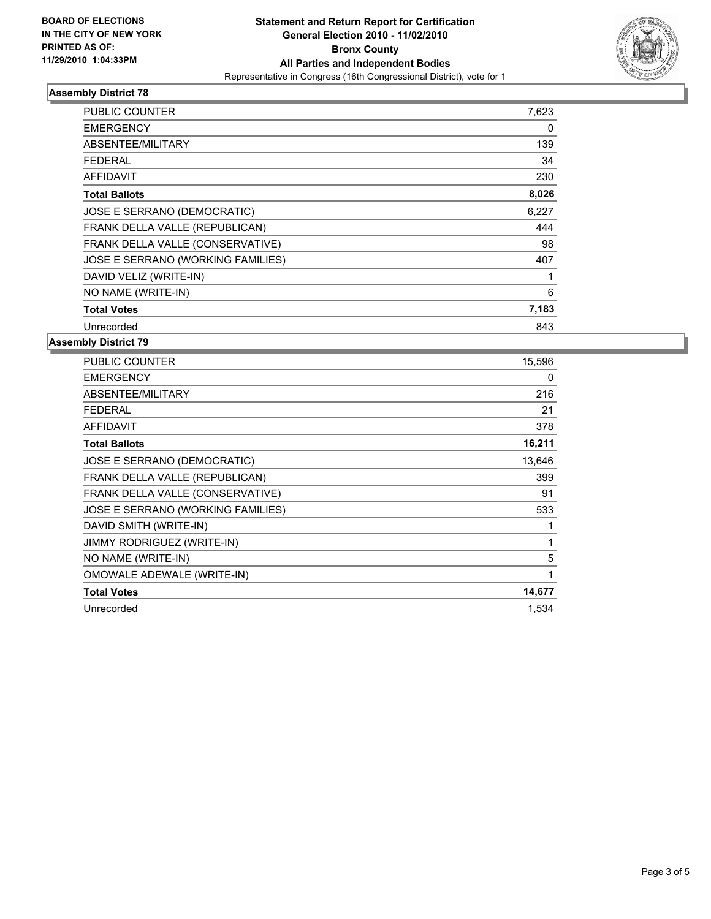BOARD OF ELECTIONS
IN THE CITY OF NEW YORK
PRINTED AS OF:
11/29/2010 1:04:33PM

**Statement and Return Report for Certification**
**General Election 2010 - 11/02/2010**
**Bronx County**
**All Parties and Independent Bodies**
Representative in Congress (16th Congressional District), vote for 1

### Assembly District 78

| | |
|---|---|
| PUBLIC COUNTER | 7,623 |
| EMERGENCY | 0 |
| ABSENTEE/MILITARY | 139 |
| FEDERAL | 34 |
| AFFIDAVIT | 230 |
| **Total Ballots** | **8,026** |
| JOSE E SERRANO (DEMOCRATIC) | 6,227 |
| FRANK DELLA VALLE (REPUBLICAN) | 444 |
| FRANK DELLA VALLE (CONSERVATIVE) | 98 |
| JOSE E SERRANO (WORKING FAMILIES) | 407 |
| DAVID VELIZ (WRITE-IN) | 1 |
| NO NAME (WRITE-IN) | 6 |
| **Total Votes** | **7,183** |
| Unrecorded | 843 |

### Assembly District 79

| | |
|---|---|
| PUBLIC COUNTER | 15,596 |
| EMERGENCY | 0 |
| ABSENTEE/MILITARY | 216 |
| FEDERAL | 21 |
| AFFIDAVIT | 378 |
| **Total Ballots** | **16,211** |
| JOSE E SERRANO (DEMOCRATIC) | 13,646 |
| FRANK DELLA VALLE (REPUBLICAN) | 399 |
| FRANK DELLA VALLE (CONSERVATIVE) | 91 |
| JOSE E SERRANO (WORKING FAMILIES) | 533 |
| DAVID SMITH (WRITE-IN) | 1 |
| JIMMY RODRIGUEZ (WRITE-IN) | 1 |
| NO NAME (WRITE-IN) | 5 |
| OMOWALE ADEWALE (WRITE-IN) | 1 |
| **Total Votes** | **14,677** |
| Unrecorded | 1,534 |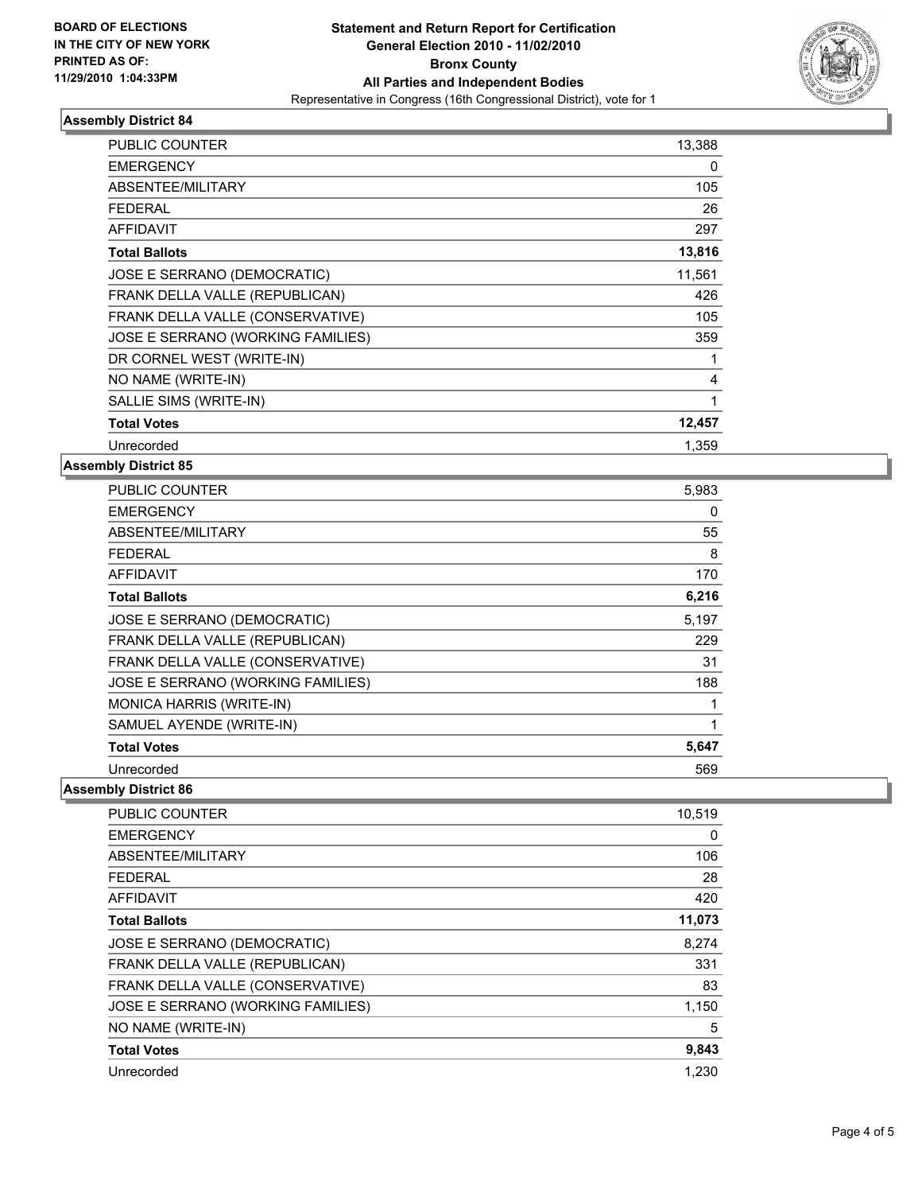**BOARD OF ELECTIONS IN THE CITY OF NEW YORK PRINTED AS OF: 11/29/2010 1:04:33PM**

**Statement and Return Report for Certification General Election 2010 - 11/02/2010 Bronx County All Parties and Independent Bodies**
Representative in Congress (16th Congressional District), vote for 1

### Assembly District 84

| | |
|---|---|
| PUBLIC COUNTER | 13,388 |
| EMERGENCY | 0 |
| ABSENTEE/MILITARY | 105 |
| FEDERAL | 26 |
| AFFIDAVIT | 297 |
| **Total Ballots** | **13,816** |
| JOSE E SERRANO (DEMOCRATIC) | 11,561 |
| FRANK DELLA VALLE (REPUBLICAN) | 426 |
| FRANK DELLA VALLE (CONSERVATIVE) | 105 |
| JOSE E SERRANO (WORKING FAMILIES) | 359 |
| DR CORNEL WEST (WRITE-IN) | 1 |
| NO NAME (WRITE-IN) | 4 |
| SALLIE SIMS (WRITE-IN) | 1 |
| **Total Votes** | **12,457** |
| Unrecorded | 1,359 |

### Assembly District 85

| | |
|---|---|
| PUBLIC COUNTER | 5,983 |
| EMERGENCY | 0 |
| ABSENTEE/MILITARY | 55 |
| FEDERAL | 8 |
| AFFIDAVIT | 170 |
| **Total Ballots** | **6,216** |
| JOSE E SERRANO (DEMOCRATIC) | 5,197 |
| FRANK DELLA VALLE (REPUBLICAN) | 229 |
| FRANK DELLA VALLE (CONSERVATIVE) | 31 |
| JOSE E SERRANO (WORKING FAMILIES) | 188 |
| MONICA HARRIS (WRITE-IN) | 1 |
| SAMUEL AYENDE (WRITE-IN) | 1 |
| **Total Votes** | **5,647** |
| Unrecorded | 569 |

### Assembly District 86

| | |
|---|---|
| PUBLIC COUNTER | 10,519 |
| EMERGENCY | 0 |
| ABSENTEE/MILITARY | 106 |
| FEDERAL | 28 |
| AFFIDAVIT | 420 |
| **Total Ballots** | **11,073** |
| JOSE E SERRANO (DEMOCRATIC) | 8,274 |
| FRANK DELLA VALLE (REPUBLICAN) | 331 |
| FRANK DELLA VALLE (CONSERVATIVE) | 83 |
| JOSE E SERRANO (WORKING FAMILIES) | 1,150 |
| NO NAME (WRITE-IN) | 5 |
| **Total Votes** | **9,843** |
| Unrecorded | 1,230 |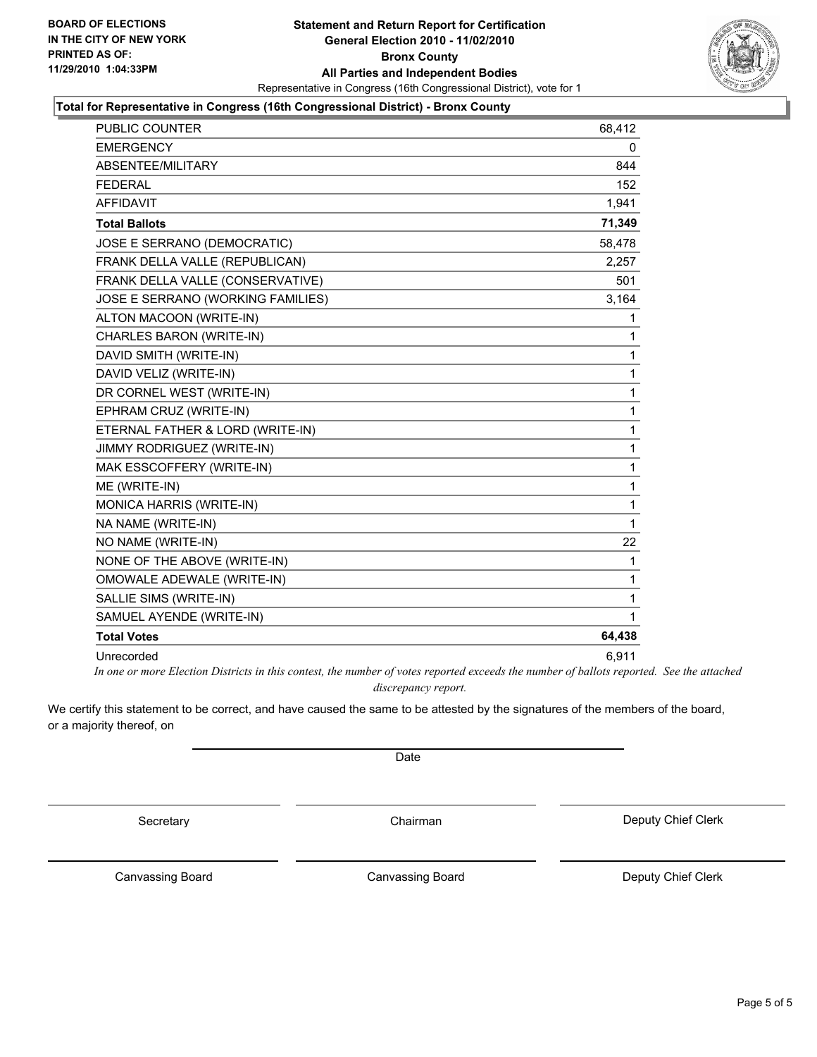**BOARD OF ELECTIONS**
**IN THE CITY OF NEW YORK**
**PRINTED AS OF:**
**11/29/2010 1:04:33PM**

**Statement and Return Report for Certification**
**General Election 2010 - 11/02/2010**
**Bronx County**
**All Parties and Independent Bodies**
Representative in Congress (16th Congressional District), vote for 1

**Total for Representative in Congress (16th Congressional District) - Bronx County**

| | |
|---|---|
| PUBLIC COUNTER | 68,412 |
| EMERGENCY | 0 |
| ABSENTEE/MILITARY | 844 |
| FEDERAL | 152 |
| AFFIDAVIT | 1,941 |
| **Total Ballots** | **71,349** |
| JOSE E SERRANO (DEMOCRATIC) | 58,478 |
| FRANK DELLA VALLE (REPUBLICAN) | 2,257 |
| FRANK DELLA VALLE (CONSERVATIVE) | 501 |
| JOSE E SERRANO (WORKING FAMILIES) | 3,164 |
| ALTON MACOON (WRITE-IN) | 1 |
| CHARLES BARON (WRITE-IN) | 1 |
| DAVID SMITH (WRITE-IN) | 1 |
| DAVID VELIZ (WRITE-IN) | 1 |
| DR CORNEL WEST (WRITE-IN) | 1 |
| EPHRAM CRUZ (WRITE-IN) | 1 |
| ETERNAL FATHER & LORD (WRITE-IN) | 1 |
| JIMMY RODRIGUEZ (WRITE-IN) | 1 |
| MAK ESSCOFFERY (WRITE-IN) | 1 |
| ME (WRITE-IN) | 1 |
| MONICA HARRIS (WRITE-IN) | 1 |
| NA NAME (WRITE-IN) | 1 |
| NO NAME (WRITE-IN) | 22 |
| NONE OF THE ABOVE (WRITE-IN) | 1 |
| OMOWALE ADEWALE (WRITE-IN) | 1 |
| SALLIE SIMS (WRITE-IN) | 1 |
| SAMUEL AYENDE (WRITE-IN) | 1 |
| **Total Votes** | **64,438** |
| Unrecorded | 6,911 |

*In one or more Election Districts in this contest, the number of votes reported exceeds the number of ballots reported. See the attached discrepancy report.*

We certify this statement to be correct, and have caused the same to be attested by the signatures of the members of the board, or a majority thereof, on

Date

Secretary | Chairman | Deputy Chief Clerk

Canvassing Board | Canvassing Board | Deputy Chief Clerk